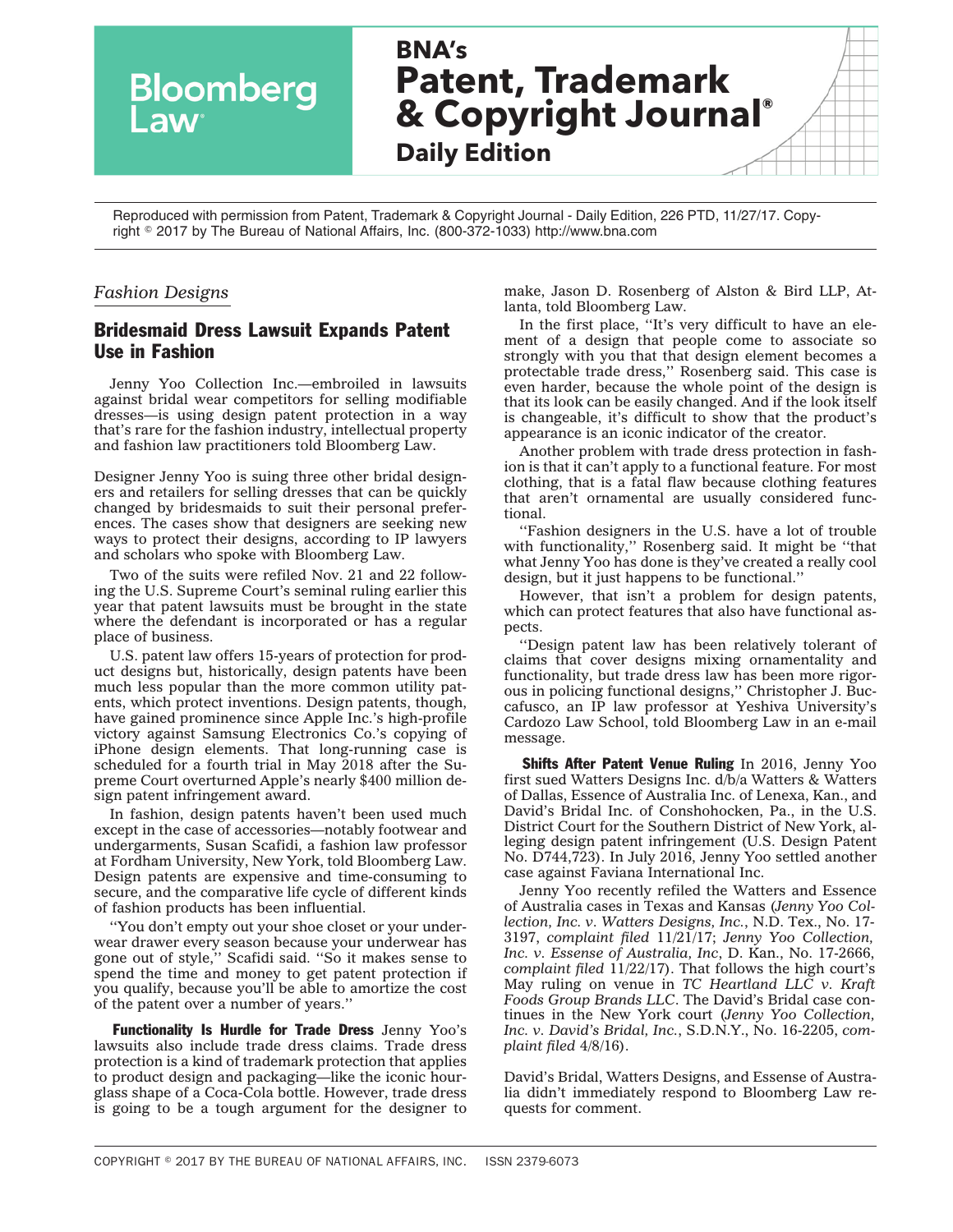# BNA's Patent, Trademark & Copyright Journal®

## Daily Edition

Reproduced with permission from Patent, Trademark & Copyright Journal - Daily Edition, 226 PTD, 11/27/17. Copyright © 2017 by The Bureau of National Affairs, Inc. (800-372-1033) http://www.bna.com

*Fashion Designs*

## Bridesmaid Dress Lawsuit Expands Patent Use in Fashion

Jenny Yoo Collection Inc.—embroiled in lawsuits against bridal wear competitors for selling modifiable dresses—is using design patent protection in a way that's rare for the fashion industry, intellectual property and fashion law practitioners told Bloomberg Law.

Designer Jenny Yoo is suing three other bridal designers and retailers for selling dresses that can be quickly changed by bridesmaids to suit their personal preferences. The cases show that designers are seeking new ways to protect their designs, according to IP lawyers and scholars who spoke with Bloomberg Law.

Two of the suits were refiled Nov. 21 and 22 following the U.S. Supreme Court's seminal ruling earlier this year that patent lawsuits must be brought in the state where the defendant is incorporated or has a regular place of business.

U.S. patent law offers 15-years of protection for product designs but, historically, design patents have been much less popular than the more common utility patents, which protect inventions. Design patents, though, have gained prominence since Apple Inc.'s high-profile victory against Samsung Electronics Co.'s copying of iPhone design elements. That long-running case is scheduled for a fourth trial in May 2018 after the Supreme Court overturned Apple's nearly $400 million design patent infringement award.

In fashion, design patents haven't been used much except in the case of accessories—notably footwear and undergarments, Susan Scafidi, a fashion law professor at Fordham University, New York, told Bloomberg Law. Design patents are expensive and time-consuming to secure, and the comparative life cycle of different kinds of fashion products has been influential.

''You don't empty out your shoe closet or your underwear drawer every season because your underwear has gone out of style,'' Scafidi said. ''So it makes sense to spend the time and money to get patent protection if you qualify, because you'll be able to amortize the cost of the patent over a number of years.''

**Functionality Is Hurdle for Trade Dress** Jenny Yoo's lawsuits also include trade dress claims. Trade dress protection is a kind of trademark protection that applies to product design and packaging—like the iconic hourglass shape of a Coca-Cola bottle. However, trade dress is going to be a tough argument for the designer to make, Jason D. Rosenberg of Alston & Bird LLP, Atlanta, told Bloomberg Law.

In the first place, ''It's very difficult to have an element of a design that people come to associate so strongly with you that that design element becomes a protectable trade dress,'' Rosenberg said. This case is even harder, because the whole point of the design is that its look can be easily changed. And if the look itself is changeable, it's difficult to show that the product's appearance is an iconic indicator of the creator.

Another problem with trade dress protection in fashion is that it can't apply to a functional feature. For most clothing, that is a fatal flaw because clothing features that aren't ornamental are usually considered functional.

''Fashion designers in the U.S. have a lot of trouble with functionality,'' Rosenberg said. It might be ''that what Jenny Yoo has done is they've created a really cool design, but it just happens to be functional.''

However, that isn't a problem for design patents, which can protect features that also have functional aspects.

''Design patent law has been relatively tolerant of claims that cover designs mixing ornamentality and functionality, but trade dress law has been more rigorous in policing functional designs,'' Christopher J. Buccafusco, an IP law professor at Yeshiva University's Cardozo Law School, told Bloomberg Law in an e-mail message.

**Shifts After Patent Venue Ruling** In 2016, Jenny Yoo first sued Watters Designs Inc. d/b/a Watters & Watters of Dallas, Essence of Australia Inc. of Lenexa, Kan., and David's Bridal Inc. of Conshohocken, Pa., in the U.S. District Court for the Southern District of New York, alleging design patent infringement (U.S. Design Patent No. D744,723). In July 2016, Jenny Yoo settled another case against Faviana International Inc.

Jenny Yoo recently refiled the Watters and Essence of Australia cases in Texas and Kansas (*Jenny Yoo Collection, Inc. v. Watters Designs, Inc.*, N.D. Tex., No. 17-3197, *complaint filed* 11/21/17; *Jenny Yoo Collection, Inc. v. Essense of Australia, Inc*, D. Kan., No. 17-2666, *complaint filed* 11/22/17). That follows the high court's May ruling on venue in *TC Heartland LLC v. Kraft Foods Group Brands LLC*. The David's Bridal case continues in the New York court (*Jenny Yoo Collection, Inc. v. David's Bridal, Inc.*, S.D.N.Y., No. 16-2205, *complaint filed* 4/8/16).

David's Bridal, Watters Designs, and Essense of Australia didn't immediately respond to Bloomberg Law requests for comment.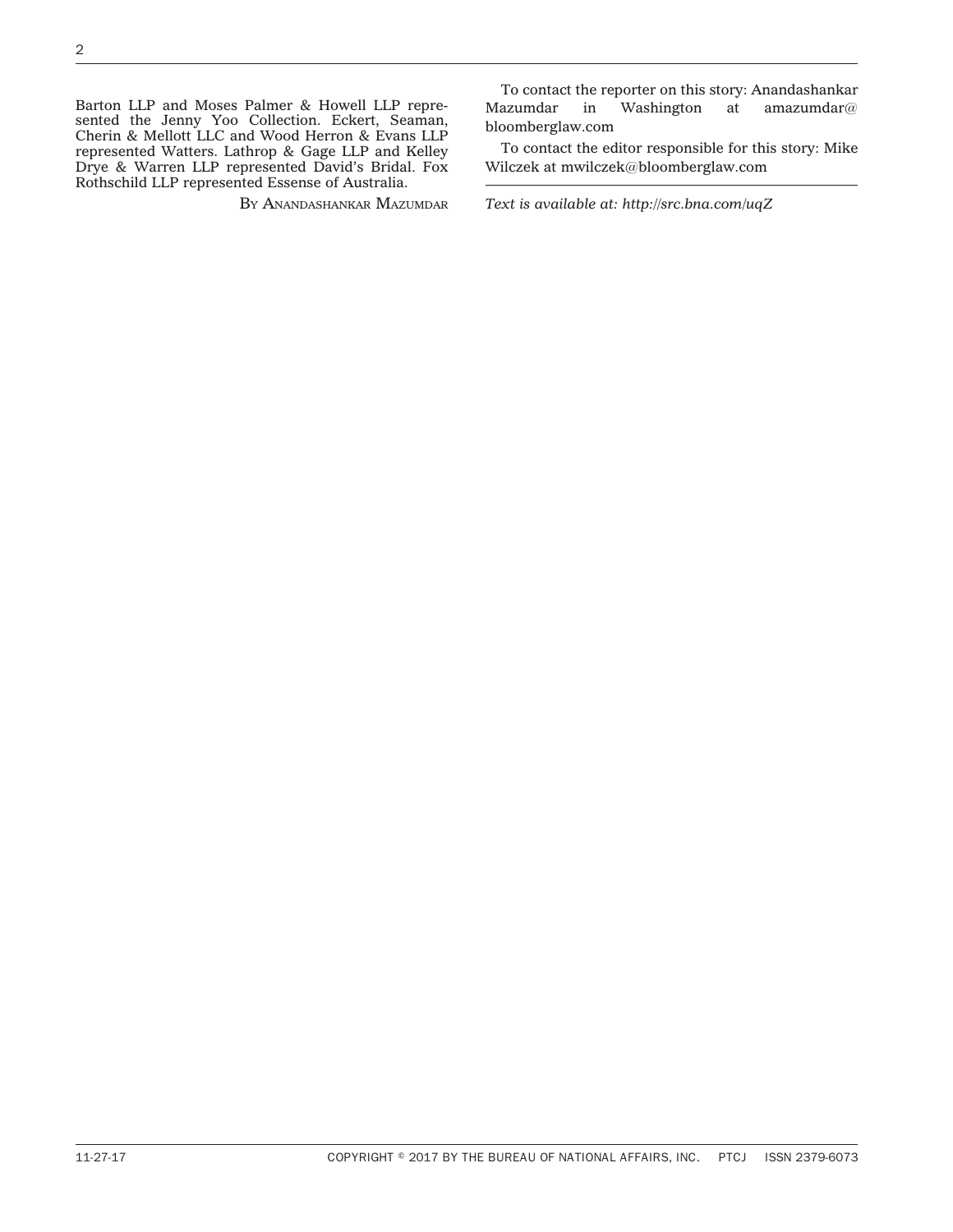Barton LLP and Moses Palmer & Howell LLP represented the Jenny Yoo Collection. Eckert, Seaman, Cherin & Mellott LLC and Wood Herron & Evans LLP represented Watters. Lathrop & Gage LLP and Kelley Drye & Warren LLP represented David's Bridal. Fox Rothschild LLP represented Essense of Australia.

BY ANANDASHANKAR MAZUMDAR

To contact the reporter on this story: Anandashankar Mazumdar in Washington at amazumdar@bloomberglaw.com

To contact the editor responsible for this story: Mike Wilczek at mwilczek@bloomberglaw.com

*Text is available at: http://src.bna.com/uqZ*